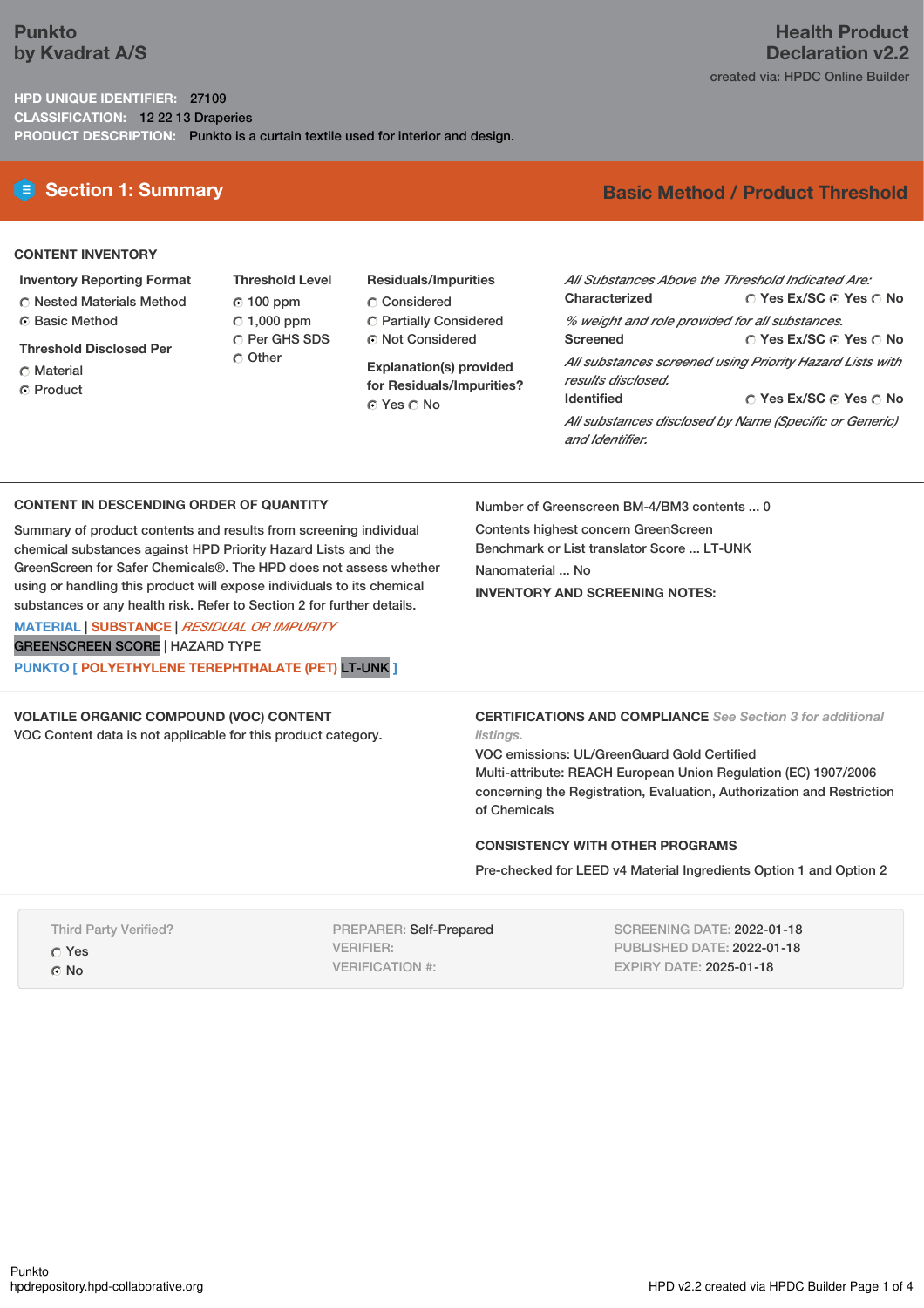# Punkto
by Kvadrat A/S

**Health Product Declaration v2.2**
created via: HPDC Online Builder

**HPD UNIQUE IDENTIFIER:** 27109
**CLASSIFICATION:** 12 22 13 Draperies
**PRODUCT DESCRIPTION:** Punkto is a curtain textile used for interior and design.

## Section 1: Summary

**Basic Method / Product Threshold**

### CONTENT INVENTORY

**Inventory Reporting Format**
- ○ Nested Materials Method
- ◉ Basic Method

**Threshold Disclosed Per**
- ○ Material
- ◉ Product

**Threshold Level**
- ◉ 100 ppm
- ○ 1,000 ppm
- ○ Per GHS SDS
- ○ Other

**Residuals/Impurities**
- ○ Considered
- ○ Partially Considered
- ◉ Not Considered

**Explanation(s) provided for Residuals/Impurities?**
◉ Yes ○ No

*All Substances Above the Threshold Indicated Are:*

**Characterized** ○ Yes Ex/SC ◉ Yes ○ No
*% weight and role provided for all substances.*

**Screened** ○ Yes Ex/SC ◉ Yes ○ No
*All substances screened using Priority Hazard Lists with results disclosed.*

**Identified** ○ Yes Ex/SC ◉ Yes ○ No
*All substances disclosed by Name (Specific or Generic) and Identifier.*

### CONTENT IN DESCENDING ORDER OF QUANTITY

Summary of product contents and results from screening individual chemical substances against HPD Priority Hazard Lists and the GreenScreen for Safer Chemicals®. The HPD does not assess whether using or handling this product will expose individuals to its chemical substances or any health risk. Refer to Section 2 for further details.

MATERIAL | SUBSTANCE | *RESIDUAL OR IMPURITY*
GREENSCREEN SCORE | HAZARD TYPE

**PUNKTO [ POLYETHYLENE TEREPHTHALATE (PET) LT-UNK ]**

Number of Greenscreen BM-4/BM3 contents ... 0

Contents highest concern GreenScreen Benchmark or List translator Score ... LT-UNK

Nanomaterial ... No

**INVENTORY AND SCREENING NOTES:**

### VOLATILE ORGANIC COMPOUND (VOC) CONTENT

VOC Content data is not applicable for this product category.

### CERTIFICATIONS AND COMPLIANCE *See Section 3 for additional listings.*

VOC emissions: UL/GreenGuard Gold Certified
Multi-attribute: REACH European Union Regulation (EC) 1907/2006 concerning the Registration, Evaluation, Authorization and Restriction of Chemicals

### CONSISTENCY WITH OTHER PROGRAMS

Pre-checked for LEED v4 Material Ingredients Option 1 and Option 2

Third Party Verified?
- ○ Yes
- ◉ No

PREPARER: Self-Prepared
VERIFIER:
VERIFICATION #:

SCREENING DATE: 2022-01-18
PUBLISHED DATE: 2022-01-18
EXPIRY DATE: 2025-01-18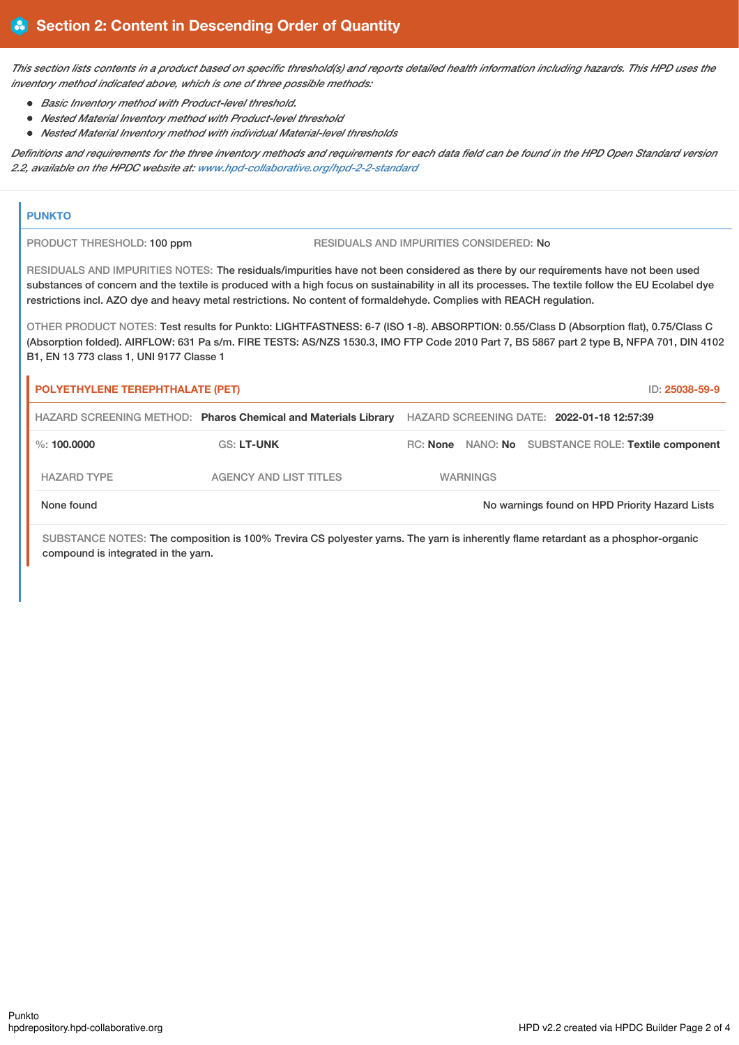## Section 2: Content in Descending Order of Quantity

*This section lists contents in a product based on specific threshold(s) and reports detailed health information including hazards. This HPD uses the inventory method indicated above, which is one of three possible methods:*

- *Basic Inventory method with Product-level threshold.*
- *Nested Material Inventory method with Product-level threshold*
- *Nested Material Inventory method with individual Material-level thresholds*

*Definitions and requirements for the three inventory methods and requirements for each data field can be found in the HPD Open Standard version 2.2, available on the HPDC website at: www.hpd-collaborative.org/hpd-2-2-standard*

### PUNKTO

PRODUCT THRESHOLD: 100 ppm

RESIDUALS AND IMPURITIES CONSIDERED: No

RESIDUALS AND IMPURITIES NOTES: The residuals/impurities have not been considered as there by our requirements have not been used substances of concern and the textile is produced with a high focus on sustainability in all its processes. The textile follow the EU Ecolabel dye restrictions incl. AZO dye and heavy metal restrictions. No content of formaldehyde. Complies with REACH regulation.

OTHER PRODUCT NOTES: Test results for Punkto: LIGHTFASTNESS: 6-7 (ISO 1-8). ABSORPTION: 0.55/Class D (Absorption flat), 0.75/Class C (Absorption folded). AIRFLOW: 631 Pa s/m. FIRE TESTS: AS/NZS 1530.3, IMO FTP Code 2010 Part 7, BS 5867 part 2 type B, NFPA 701, DIN 4102 B1, EN 13 773 class 1, UNI 9177 Classe 1

#### POLYETHYLENE TEREPHTHALATE (PET)

ID: 25038-59-9

HAZARD SCREENING METHOD: **Pharos Chemical and Materials Library** HAZARD SCREENING DATE: **2022-01-18 12:57:39**

%: **100.0000** GS: **LT-UNK** RC: **None** NANO: **No** SUBSTANCE ROLE: **Textile component**

| HAZARD TYPE | AGENCY AND LIST TITLES | WARNINGS |
|---|---|---|
| None found | | No warnings found on HPD Priority Hazard Lists |

SUBSTANCE NOTES: The composition is 100% Trevira CS polyester yarns. The yarn is inherently flame retardant as a phosphor-organic compound is integrated in the yarn.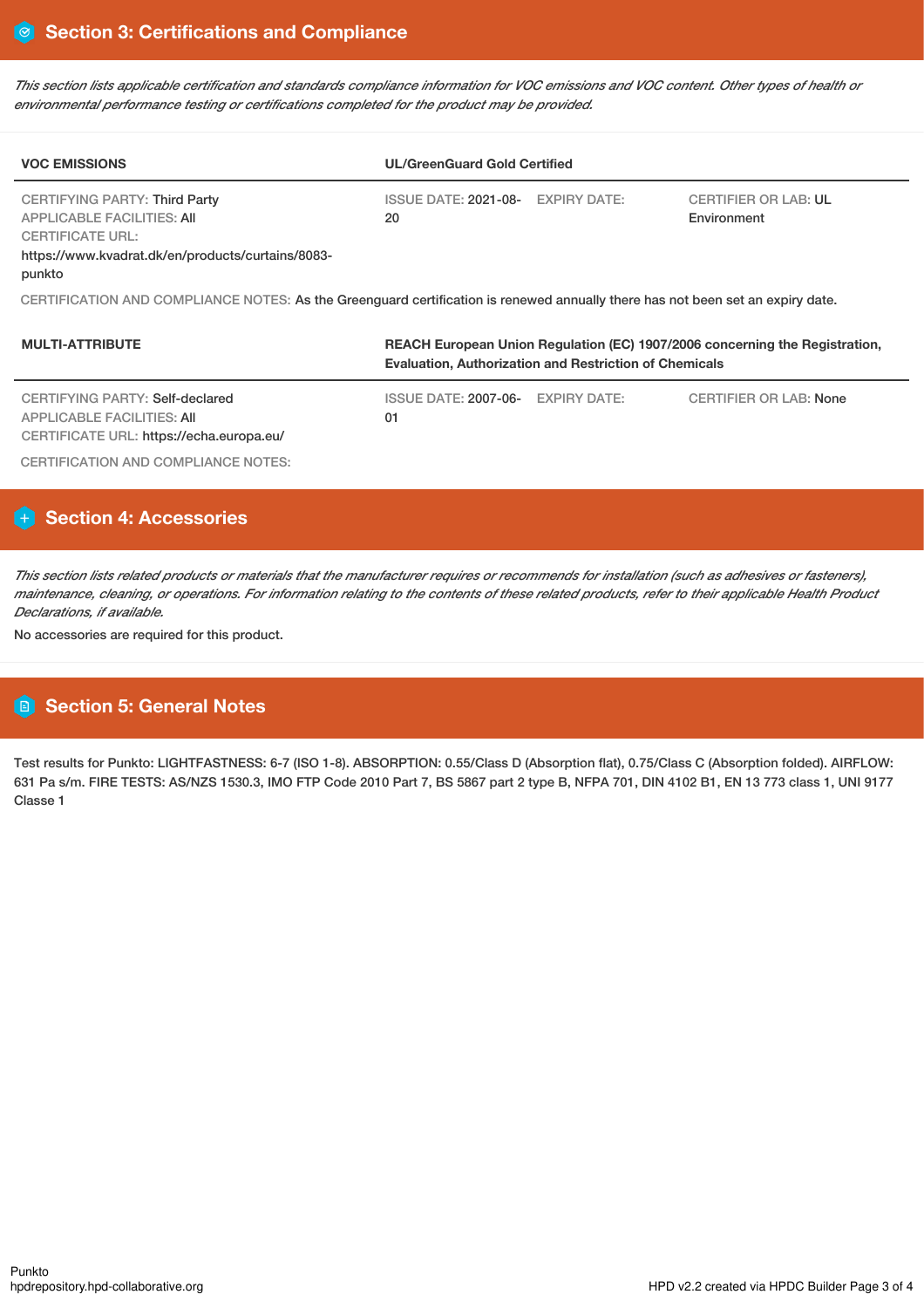## Section 3: Certifications and Compliance

*This section lists applicable certification and standards compliance information for VOC emissions and VOC content. Other types of health or environmental performance testing or certifications completed for the product may be provided.*

| VOC EMISSIONS | UL/GreenGuard Gold Certified | | |
|---|---|---|---|
| CERTIFYING PARTY: Third Party<br>APPLICABLE FACILITIES: All<br>CERTIFICATE URL: https://www.kvadrat.dk/en/products/curtains/8083-punkto | ISSUE DATE: 2021-08-20 | EXPIRY DATE: | CERTIFIER OR LAB: UL Environment |

CERTIFICATION AND COMPLIANCE NOTES: As the Greenguard certification is renewed annually there has not been set an expiry date.

| MULTI-ATTRIBUTE | REACH European Union Regulation (EC) 1907/2006 concerning the Registration, Evaluation, Authorization and Restriction of Chemicals | | |
|---|---|---|---|
| CERTIFYING PARTY: Self-declared<br>APPLICABLE FACILITIES: All<br>CERTIFICATE URL: https://echa.europa.eu/ | ISSUE DATE: 2007-06-01 | EXPIRY DATE: | CERTIFIER OR LAB: None |

CERTIFICATION AND COMPLIANCE NOTES:

## Section 4: Accessories

*This section lists related products or materials that the manufacturer requires or recommends for installation (such as adhesives or fasteners), maintenance, cleaning, or operations. For information relating to the contents of these related products, refer to their applicable Health Product Declarations, if available.*

No accessories are required for this product.

## Section 5: General Notes

Test results for Punkto: LIGHTFASTNESS: 6-7 (ISO 1-8). ABSORPTION: 0.55/Class D (Absorption flat), 0.75/Class C (Absorption folded). AIRFLOW: 631 Pa s/m. FIRE TESTS: AS/NZS 1530.3, IMO FTP Code 2010 Part 7, BS 5867 part 2 type B, NFPA 701, DIN 4102 B1, EN 13 773 class 1, UNI 9177 Classe 1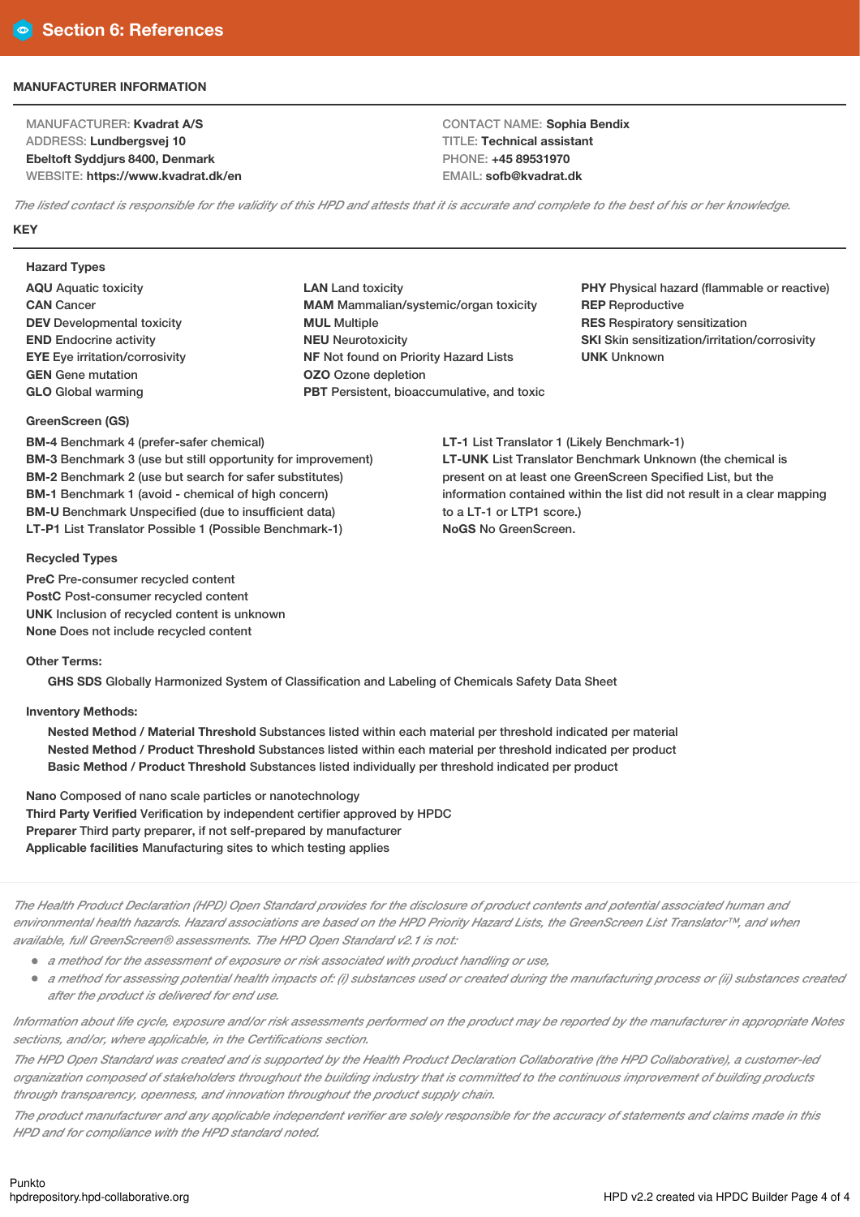## Section 6: References

### MANUFACTURER INFORMATION

MANUFACTURER: **Kvadrat A/S**
ADDRESS: **Lundbergsvej 10**
**Ebeltoft Syddjurs 8400, Denmark**
WEBSITE: **https://www.kvadrat.dk/en**

CONTACT NAME: **Sophia Bendix**
TITLE: **Technical assistant**
PHONE: **+45 89531970**
EMAIL: **sofb@kvadrat.dk**

*The listed contact is responsible for the validity of this HPD and attests that it is accurate and complete to the best of his or her knowledge.*

### KEY

**Hazard Types**

**AQU** Aquatic toxicity
**CAN** Cancer
**DEV** Developmental toxicity
**END** Endocrine activity
**EYE** Eye irritation/corrosivity
**GEN** Gene mutation
**GLO** Global warming
**LAN** Land toxicity
**MAM** Mammalian/systemic/organ toxicity
**MUL** Multiple
**NEU** Neurotoxicity
**NF** Not found on Priority Hazard Lists
**OZO** Ozone depletion
**PBT** Persistent, bioaccumulative, and toxic
**PHY** Physical hazard (flammable or reactive)
**REP** Reproductive
**RES** Respiratory sensitization
**SKI** Skin sensitization/irritation/corrosivity
**UNK** Unknown

**GreenScreen (GS)**

**BM-4** Benchmark 4 (prefer-safer chemical)
**BM-3** Benchmark 3 (use but still opportunity for improvement)
**BM-2** Benchmark 2 (use but search for safer substitutes)
**BM-1** Benchmark 1 (avoid - chemical of high concern)
**BM-U** Benchmark Unspecified (due to insufficient data)
**LT-P1** List Translator Possible 1 (Possible Benchmark-1)
**LT-1** List Translator 1 (Likely Benchmark-1)
**LT-UNK** List Translator Benchmark Unknown (the chemical is present on at least one GreenScreen Specified List, but the information contained within the list did not result in a clear mapping to a LT-1 or LTP1 score.)
**NoGS** No GreenScreen.

**Recycled Types**

**PreC** Pre-consumer recycled content
**PostC** Post-consumer recycled content
**UNK** Inclusion of recycled content is unknown
**None** Does not include recycled content

**Other Terms:**

**GHS SDS** Globally Harmonized System of Classification and Labeling of Chemicals Safety Data Sheet

**Inventory Methods:**

**Nested Method / Material Threshold** Substances listed within each material per threshold indicated per material
**Nested Method / Product Threshold** Substances listed within each material per threshold indicated per product
**Basic Method / Product Threshold** Substances listed individually per threshold indicated per product

**Nano** Composed of nano scale particles or nanotechnology
**Third Party Verified** Verification by independent certifier approved by HPDC
**Preparer** Third party preparer, if not self-prepared by manufacturer
**Applicable facilities** Manufacturing sites to which testing applies

*The Health Product Declaration (HPD) Open Standard provides for the disclosure of product contents and potential associated human and environmental health hazards. Hazard associations are based on the HPD Priority Hazard Lists, the GreenScreen List Translator™, and when available, full GreenScreen® assessments. The HPD Open Standard v2.1 is not:*

- *a method for the assessment of exposure or risk associated with product handling or use,*
- *a method for assessing potential health impacts of: (i) substances used or created during the manufacturing process or (ii) substances created after the product is delivered for end use.*

*Information about life cycle, exposure and/or risk assessments performed on the product may be reported by the manufacturer in appropriate Notes sections, and/or, where applicable, in the Certifications section.*

*The HPD Open Standard was created and is supported by the Health Product Declaration Collaborative (the HPD Collaborative), a customer-led organization composed of stakeholders throughout the building industry that is committed to the continuous improvement of building products through transparency, openness, and innovation throughout the product supply chain.*

*The product manufacturer and any applicable independent verifier are solely responsible for the accuracy of statements and claims made in this HPD and for compliance with the HPD standard noted.*